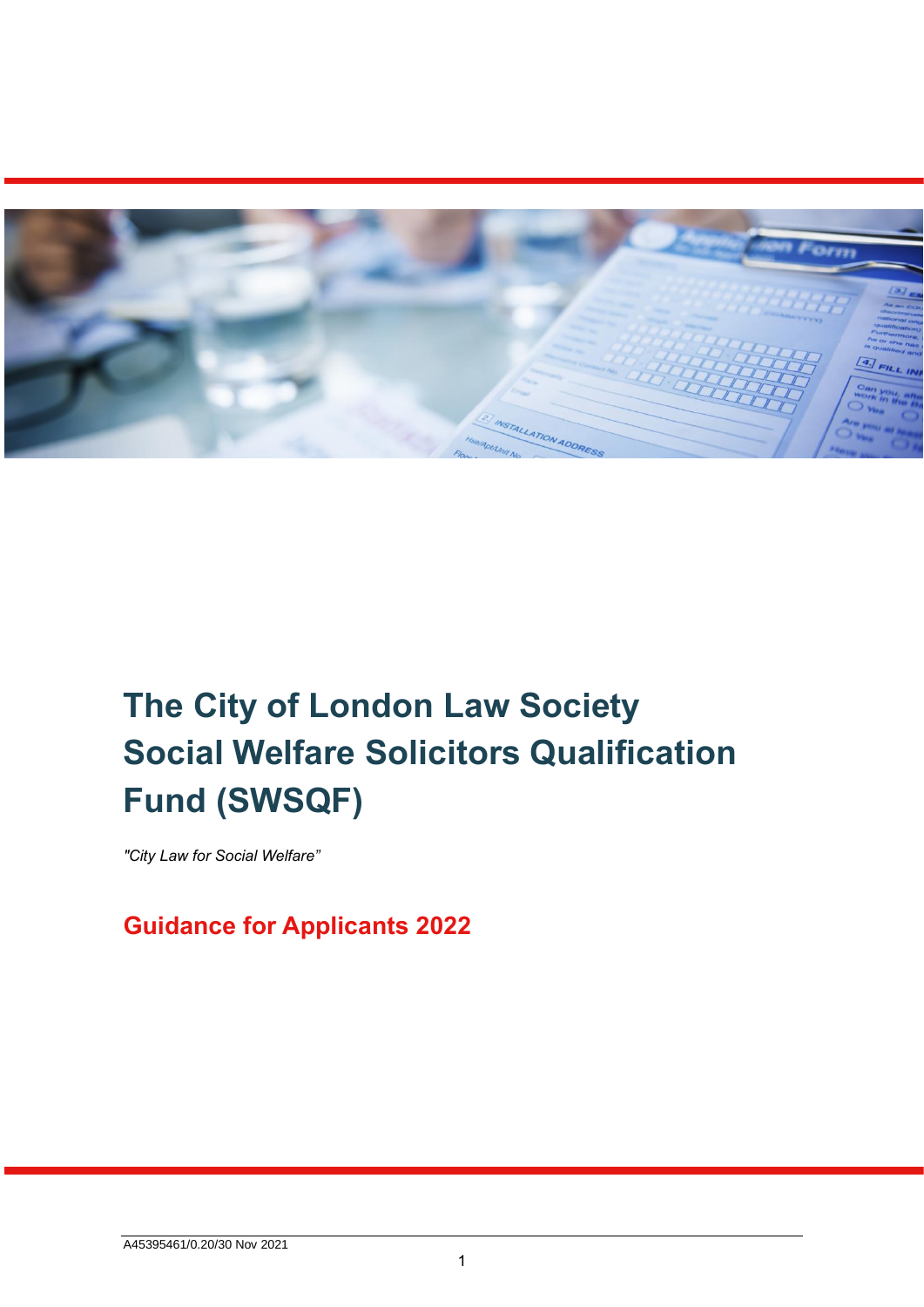# The City of London Law Society Social Welfare Solicitors Qualification Fund (SWSQF)

*"City Law for Social Welfare"*

## Guidance for Applicants 2022

A45395461/0.20/30 Nov 2021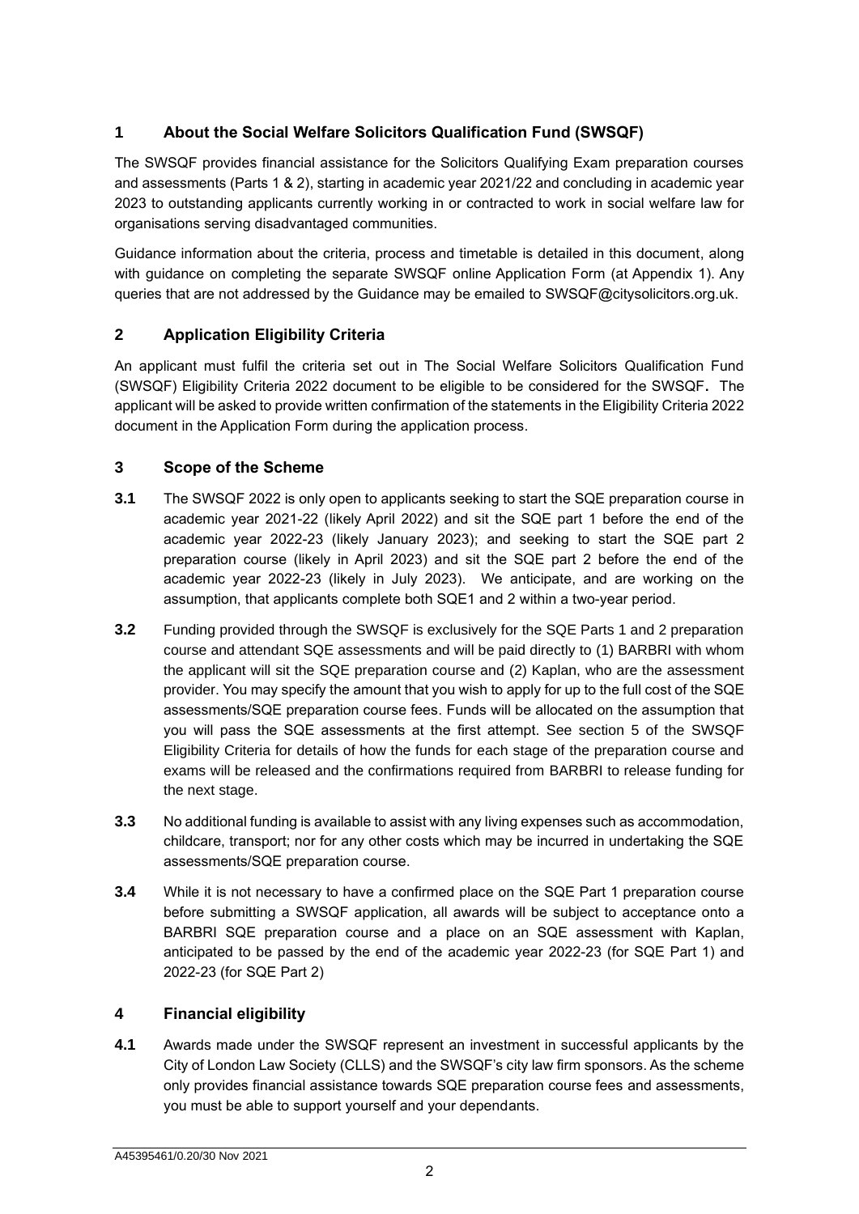## 1 About the Social Welfare Solicitors Qualification Fund (SWSQF)

The SWSQF provides financial assistance for the Solicitors Qualifying Exam preparation courses and assessments (Parts 1 & 2), starting in academic year 2021/22 and concluding in academic year 2023 to outstanding applicants currently working in or contracted to work in social welfare law for organisations serving disadvantaged communities.

Guidance information about the criteria, process and timetable is detailed in this document, along with guidance on completing the separate SWSQF online Application Form (at Appendix 1). Any queries that are not addressed by the Guidance may be emailed to SWSQF@citysolicitors.org.uk.

## 2 Application Eligibility Criteria

An applicant must fulfil the criteria set out in The Social Welfare Solicitors Qualification Fund (SWSQF) Eligibility Criteria 2022 document to be eligible to be considered for the SWSQF**.** The applicant will be asked to provide written confirmation of the statements in the Eligibility Criteria 2022 document in the Application Form during the application process.

## 3 Scope of the Scheme

**3.1** The SWSQF 2022 is only open to applicants seeking to start the SQE preparation course in academic year 2021-22 (likely April 2022) and sit the SQE part 1 before the end of the academic year 2022-23 (likely January 2023); and seeking to start the SQE part 2 preparation course (likely in April 2023) and sit the SQE part 2 before the end of the academic year 2022-23 (likely in July 2023). We anticipate, and are working on the assumption, that applicants complete both SQE1 and 2 within a two-year period.

**3.2** Funding provided through the SWSQF is exclusively for the SQE Parts 1 and 2 preparation course and attendant SQE assessments and will be paid directly to (1) BARBRI with whom the applicant will sit the SQE preparation course and (2) Kaplan, who are the assessment provider. You may specify the amount that you wish to apply for up to the full cost of the SQE assessments/SQE preparation course fees. Funds will be allocated on the assumption that you will pass the SQE assessments at the first attempt. See section 5 of the SWSQF Eligibility Criteria for details of how the funds for each stage of the preparation course and exams will be released and the confirmations required from BARBRI to release funding for the next stage.

**3.3** No additional funding is available to assist with any living expenses such as accommodation, childcare, transport; nor for any other costs which may be incurred in undertaking the SQE assessments/SQE preparation course.

**3.4** While it is not necessary to have a confirmed place on the SQE Part 1 preparation course before submitting a SWSQF application, all awards will be subject to acceptance onto a BARBRI SQE preparation course and a place on an SQE assessment with Kaplan, anticipated to be passed by the end of the academic year 2022-23 (for SQE Part 1) and 2022-23 (for SQE Part 2)

## 4 Financial eligibility

**4.1** Awards made under the SWSQF represent an investment in successful applicants by the City of London Law Society (CLLS) and the SWSQF's city law firm sponsors. As the scheme only provides financial assistance towards SQE preparation course fees and assessments, you must be able to support yourself and your dependants.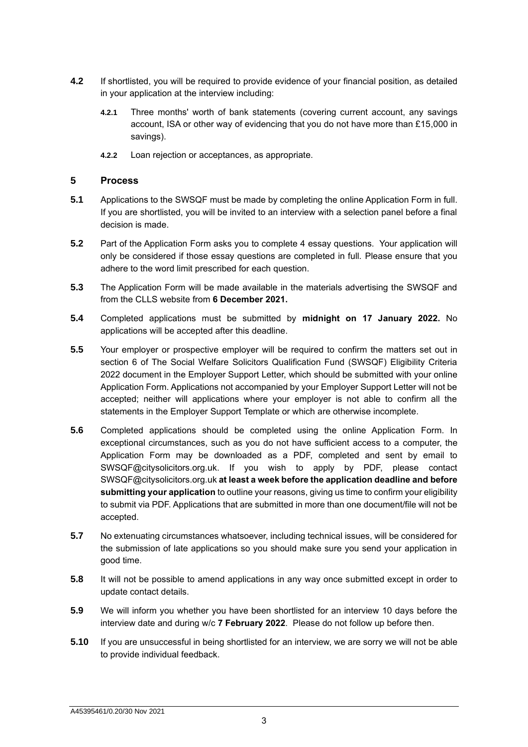**4.2** If shortlisted, you will be required to provide evidence of your financial position, as detailed in your application at the interview including:

**4.2.1** Three months' worth of bank statements (covering current account, any savings account, ISA or other way of evidencing that you do not have more than £15,000 in savings).

**4.2.2** Loan rejection or acceptances, as appropriate.

## 5 Process

**5.1** Applications to the SWSQF must be made by completing the online Application Form in full. If you are shortlisted, you will be invited to an interview with a selection panel before a final decision is made.

**5.2** Part of the Application Form asks you to complete 4 essay questions. Your application will only be considered if those essay questions are completed in full. Please ensure that you adhere to the word limit prescribed for each question.

**5.3** The Application Form will be made available in the materials advertising the SWSQF and from the CLLS website from **6 December 2021.**

**5.4** Completed applications must be submitted by **midnight on 17 January 2022.** No applications will be accepted after this deadline.

**5.5** Your employer or prospective employer will be required to confirm the matters set out in section 6 of The Social Welfare Solicitors Qualification Fund (SWSQF) Eligibility Criteria 2022 document in the Employer Support Letter, which should be submitted with your online Application Form. Applications not accompanied by your Employer Support Letter will not be accepted; neither will applications where your employer is not able to confirm all the statements in the Employer Support Template or which are otherwise incomplete.

**5.6** Completed applications should be completed using the online Application Form. In exceptional circumstances, such as you do not have sufficient access to a computer, the Application Form may be downloaded as a PDF, completed and sent by email to SWSQF@citysolicitors.org.uk. If you wish to apply by PDF, please contact SWSQF@citysolicitors.org.uk **at least a week before the application deadline and before submitting your application** to outline your reasons, giving us time to confirm your eligibility to submit via PDF. Applications that are submitted in more than one document/file will not be accepted.

**5.7** No extenuating circumstances whatsoever, including technical issues, will be considered for the submission of late applications so you should make sure you send your application in good time.

**5.8** It will not be possible to amend applications in any way once submitted except in order to update contact details.

**5.9** We will inform you whether you have been shortlisted for an interview 10 days before the interview date and during w/c **7 February 2022**. Please do not follow up before then.

**5.10** If you are unsuccessful in being shortlisted for an interview, we are sorry we will not be able to provide individual feedback.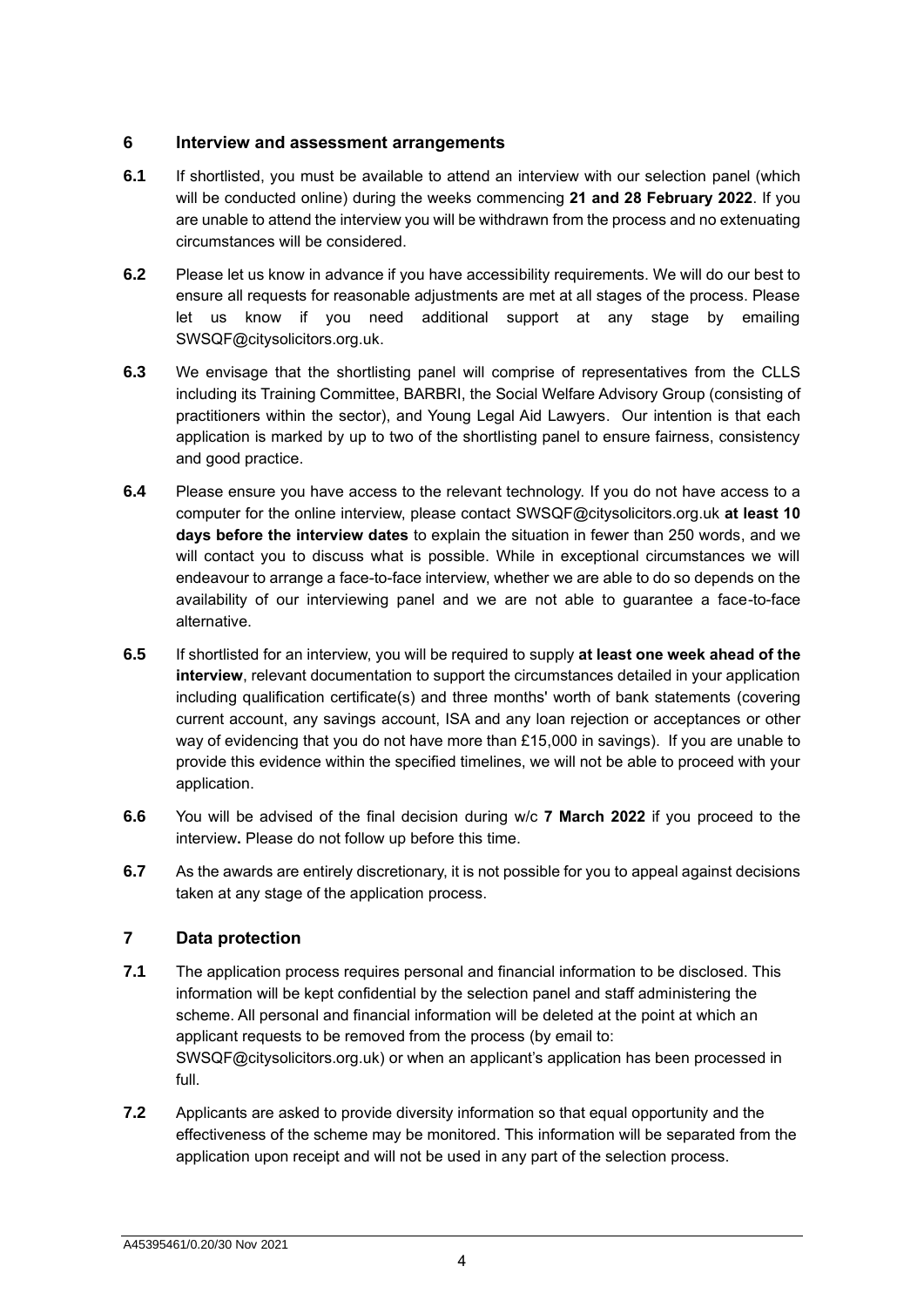## 6 Interview and assessment arrangements

**6.1** If shortlisted, you must be available to attend an interview with our selection panel (which will be conducted online) during the weeks commencing **21 and 28 February 2022**. If you are unable to attend the interview you will be withdrawn from the process and no extenuating circumstances will be considered.

**6.2** Please let us know in advance if you have accessibility requirements. We will do our best to ensure all requests for reasonable adjustments are met at all stages of the process. Please let us know if you need additional support at any stage by emailing SWSQF@citysolicitors.org.uk.

**6.3** We envisage that the shortlisting panel will comprise of representatives from the CLLS including its Training Committee, BARBRI, the Social Welfare Advisory Group (consisting of practitioners within the sector), and Young Legal Aid Lawyers. Our intention is that each application is marked by up to two of the shortlisting panel to ensure fairness, consistency and good practice.

**6.4** Please ensure you have access to the relevant technology. If you do not have access to a computer for the online interview, please contact SWSQF@citysolicitors.org.uk **at least 10 days before the interview dates** to explain the situation in fewer than 250 words, and we will contact you to discuss what is possible. While in exceptional circumstances we will endeavour to arrange a face-to-face interview, whether we are able to do so depends on the availability of our interviewing panel and we are not able to guarantee a face-to-face alternative.

**6.5** If shortlisted for an interview, you will be required to supply **at least one week ahead of the interview**, relevant documentation to support the circumstances detailed in your application including qualification certificate(s) and three months' worth of bank statements (covering current account, any savings account, ISA and any loan rejection or acceptances or other way of evidencing that you do not have more than £15,000 in savings). If you are unable to provide this evidence within the specified timelines, we will not be able to proceed with your application.

**6.6** You will be advised of the final decision during w/c **7 March 2022** if you proceed to the interview**.** Please do not follow up before this time.

**6.7** As the awards are entirely discretionary, it is not possible for you to appeal against decisions taken at any stage of the application process.

## 7 Data protection

**7.1** The application process requires personal and financial information to be disclosed. This information will be kept confidential by the selection panel and staff administering the scheme. All personal and financial information will be deleted at the point at which an applicant requests to be removed from the process (by email to: SWSQF@citysolicitors.org.uk) or when an applicant's application has been processed in full.

**7.2** Applicants are asked to provide diversity information so that equal opportunity and the effectiveness of the scheme may be monitored. This information will be separated from the application upon receipt and will not be used in any part of the selection process.

A45395461/0.20/30 Nov 2021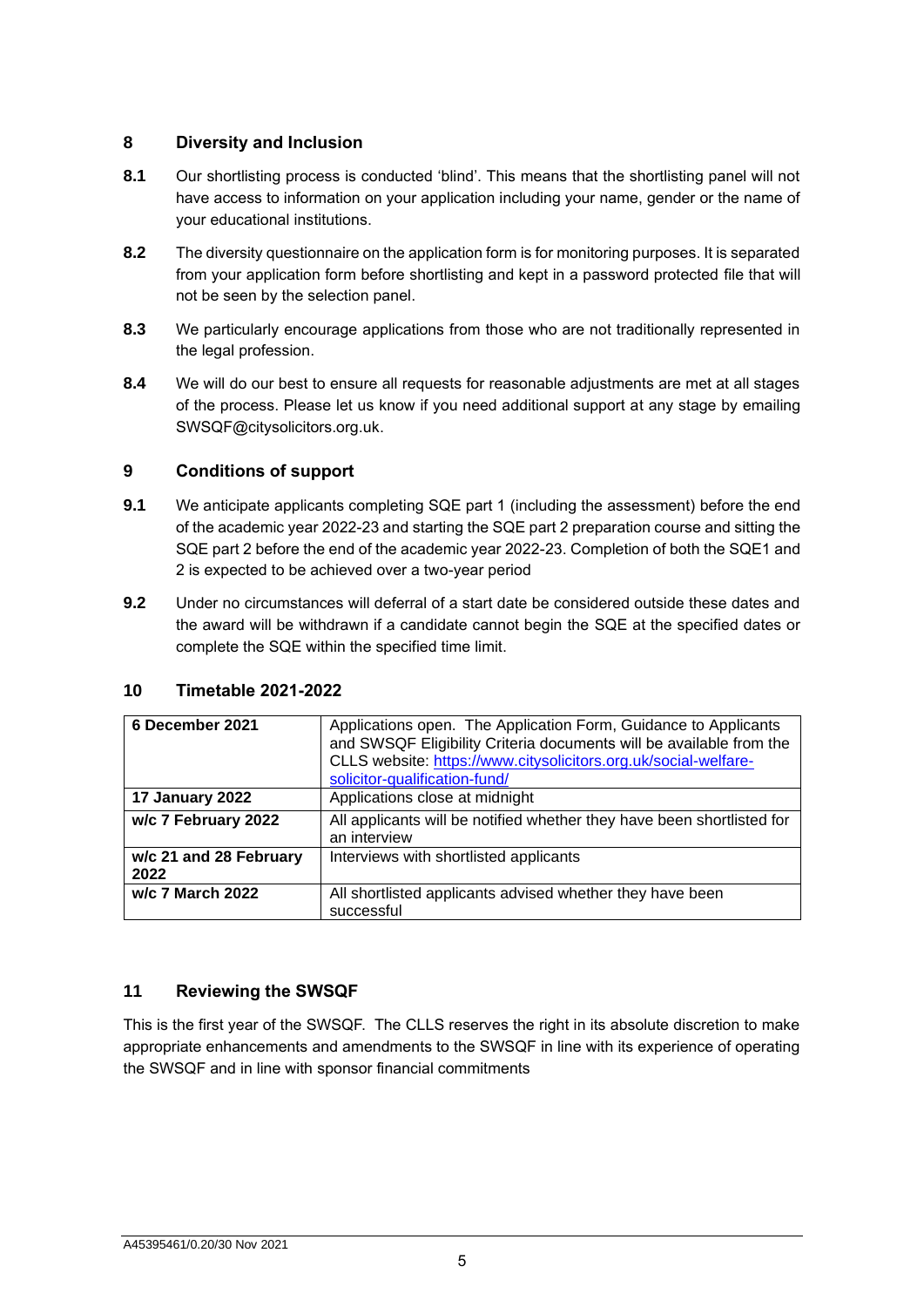## 8 Diversity and Inclusion

**8.1** Our shortlisting process is conducted 'blind'. This means that the shortlisting panel will not have access to information on your application including your name, gender or the name of your educational institutions.

**8.2** The diversity questionnaire on the application form is for monitoring purposes. It is separated from your application form before shortlisting and kept in a password protected file that will not be seen by the selection panel.

**8.3** We particularly encourage applications from those who are not traditionally represented in the legal profession.

**8.4** We will do our best to ensure all requests for reasonable adjustments are met at all stages of the process. Please let us know if you need additional support at any stage by emailing SWSQF@citysolicitors.org.uk.

## 9 Conditions of support

**9.1** We anticipate applicants completing SQE part 1 (including the assessment) before the end of the academic year 2022-23 and starting the SQE part 2 preparation course and sitting the SQE part 2 before the end of the academic year 2022-23. Completion of both the SQE1 and 2 is expected to be achieved over a two-year period

**9.2** Under no circumstances will deferral of a start date be considered outside these dates and the award will be withdrawn if a candidate cannot begin the SQE at the specified dates or complete the SQE within the specified time limit.

## 10 Timetable 2021-2022

| | |
|---|---|
| **6 December 2021** | Applications open. The Application Form, Guidance to Applicants and SWSQF Eligibility Criteria documents will be available from the CLLS website: [https://www.citysolicitors.org.uk/social-welfare-solicitor-qualification-fund/](https://www.citysolicitors.org.uk/social-welfare-solicitor-qualification-fund/) |
| **17 January 2022** | Applications close at midnight |
| **w/c 7 February 2022** | All applicants will be notified whether they have been shortlisted for an interview |
| **w/c 21 and 28 February 2022** | Interviews with shortlisted applicants |
| **w/c 7 March 2022** | All shortlisted applicants advised whether they have been successful |

## 11 Reviewing the SWSQF

This is the first year of the SWSQF. The CLLS reserves the right in its absolute discretion to make appropriate enhancements and amendments to the SWSQF in line with its experience of operating the SWSQF and in line with sponsor financial commitments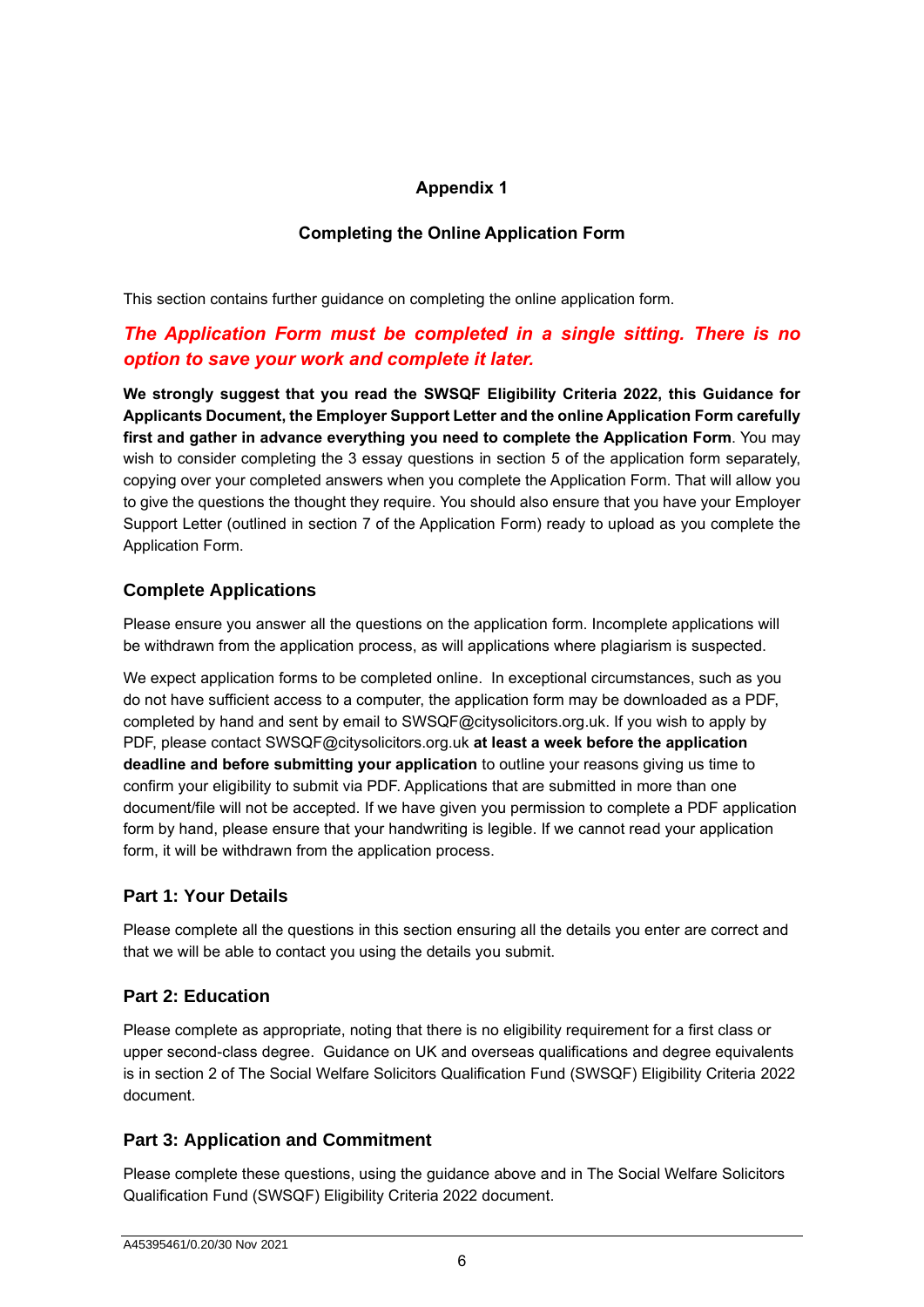# Appendix 1

## Completing the Online Application Form

This section contains further guidance on completing the online application form.

***The Application Form must be completed in a single sitting. There is no option to save your work and complete it later.***

**We strongly suggest that you read the SWSQF Eligibility Criteria 2022, this Guidance for Applicants Document, the Employer Support Letter and the online Application Form carefully first and gather in advance everything you need to complete the Application Form**. You may wish to consider completing the 3 essay questions in section 5 of the application form separately, copying over your completed answers when you complete the Application Form. That will allow you to give the questions the thought they require. You should also ensure that you have your Employer Support Letter (outlined in section 7 of the Application Form) ready to upload as you complete the Application Form.

### Complete Applications

Please ensure you answer all the questions on the application form. Incomplete applications will be withdrawn from the application process, as will applications where plagiarism is suspected.

We expect application forms to be completed online. In exceptional circumstances, such as you do not have sufficient access to a computer, the application form may be downloaded as a PDF, completed by hand and sent by email to SWSQF@citysolicitors.org.uk. If you wish to apply by PDF, please contact SWSQF@citysolicitors.org.uk **at least a week before the application deadline and before submitting your application** to outline your reasons giving us time to confirm your eligibility to submit via PDF. Applications that are submitted in more than one document/file will not be accepted. If we have given you permission to complete a PDF application form by hand, please ensure that your handwriting is legible. If we cannot read your application form, it will be withdrawn from the application process.

### Part 1: Your Details

Please complete all the questions in this section ensuring all the details you enter are correct and that we will be able to contact you using the details you submit.

### Part 2: Education

Please complete as appropriate, noting that there is no eligibility requirement for a first class or upper second-class degree. Guidance on UK and overseas qualifications and degree equivalents is in section 2 of The Social Welfare Solicitors Qualification Fund (SWSQF) Eligibility Criteria 2022 document.

### Part 3: Application and Commitment

Please complete these questions, using the guidance above and in The Social Welfare Solicitors Qualification Fund (SWSQF) Eligibility Criteria 2022 document.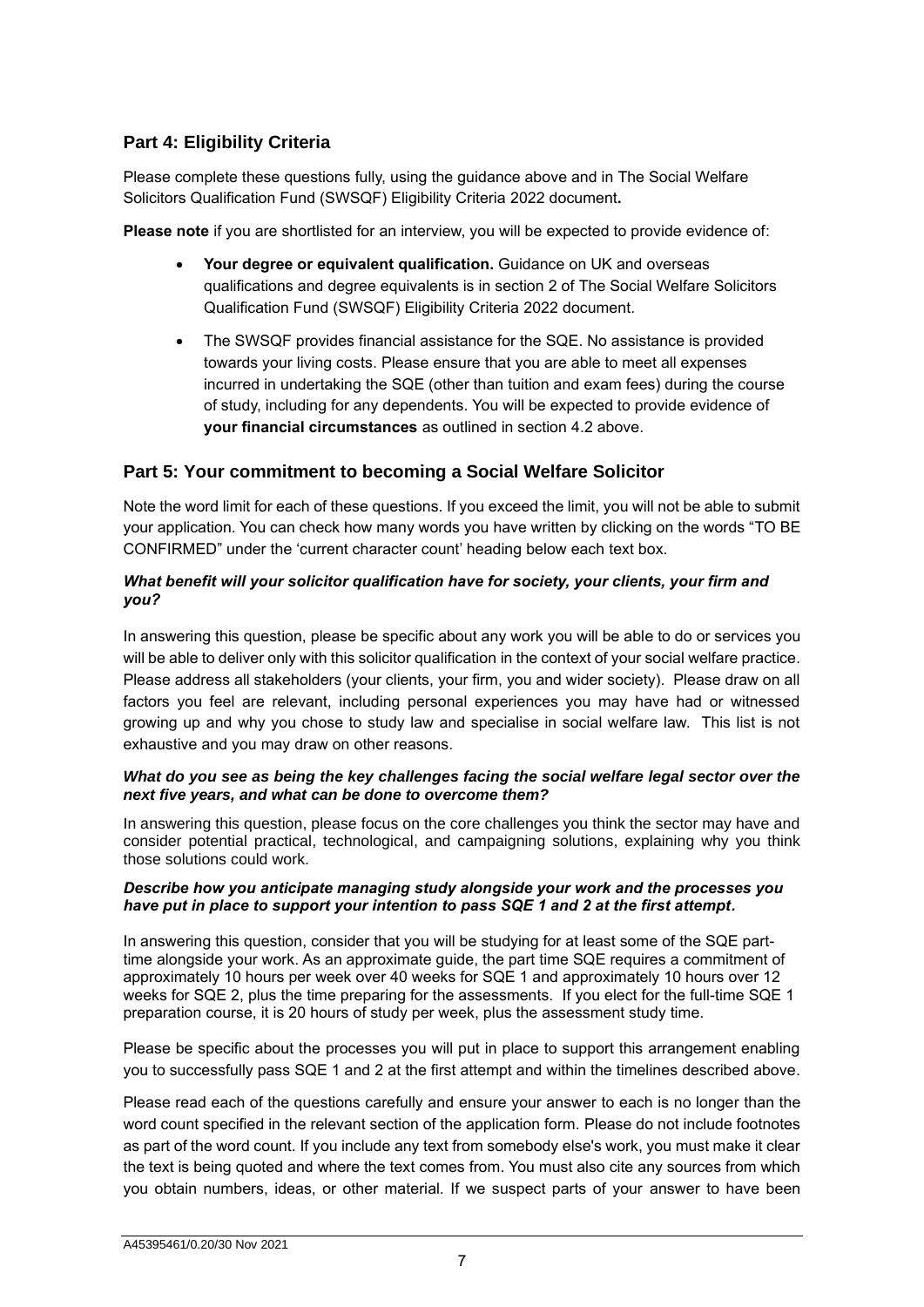## Part 4: Eligibility Criteria

Please complete these questions fully, using the guidance above and in The Social Welfare Solicitors Qualification Fund (SWSQF) Eligibility Criteria 2022 document**.**

**Please note** if you are shortlisted for an interview, you will be expected to provide evidence of:

- **Your degree or equivalent qualification.** Guidance on UK and overseas qualifications and degree equivalents is in section 2 of The Social Welfare Solicitors Qualification Fund (SWSQF) Eligibility Criteria 2022 document.
- The SWSQF provides financial assistance for the SQE. No assistance is provided towards your living costs. Please ensure that you are able to meet all expenses incurred in undertaking the SQE (other than tuition and exam fees) during the course of study, including for any dependents. You will be expected to provide evidence of **your financial circumstances** as outlined in section 4.2 above.

## Part 5: Your commitment to becoming a Social Welfare Solicitor

Note the word limit for each of these questions. If you exceed the limit, you will not be able to submit your application. You can check how many words you have written by clicking on the words "TO BE CONFIRMED" under the 'current character count' heading below each text box.

***What benefit will your solicitor qualification have for society, your clients, your firm and you?***

In answering this question, please be specific about any work you will be able to do or services you will be able to deliver only with this solicitor qualification in the context of your social welfare practice. Please address all stakeholders (your clients, your firm, you and wider society). Please draw on all factors you feel are relevant, including personal experiences you may have had or witnessed growing up and why you chose to study law and specialise in social welfare law. This list is not exhaustive and you may draw on other reasons.

***What do you see as being the key challenges facing the social welfare legal sector over the next five years, and what can be done to overcome them?***

In answering this question, please focus on the core challenges you think the sector may have and consider potential practical, technological, and campaigning solutions, explaining why you think those solutions could work.

***Describe how you anticipate managing study alongside your work and the processes you have put in place to support your intention to pass SQE 1 and 2 at the first attempt.***

In answering this question, consider that you will be studying for at least some of the SQE part-time alongside your work. As an approximate guide, the part time SQE requires a commitment of approximately 10 hours per week over 40 weeks for SQE 1 and approximately 10 hours over 12 weeks for SQE 2, plus the time preparing for the assessments. If you elect for the full-time SQE 1 preparation course, it is 20 hours of study per week, plus the assessment study time.

Please be specific about the processes you will put in place to support this arrangement enabling you to successfully pass SQE 1 and 2 at the first attempt and within the timelines described above.

Please read each of the questions carefully and ensure your answer to each is no longer than the word count specified in the relevant section of the application form. Please do not include footnotes as part of the word count. If you include any text from somebody else's work, you must make it clear the text is being quoted and where the text comes from. You must also cite any sources from which you obtain numbers, ideas, or other material. If we suspect parts of your answer to have been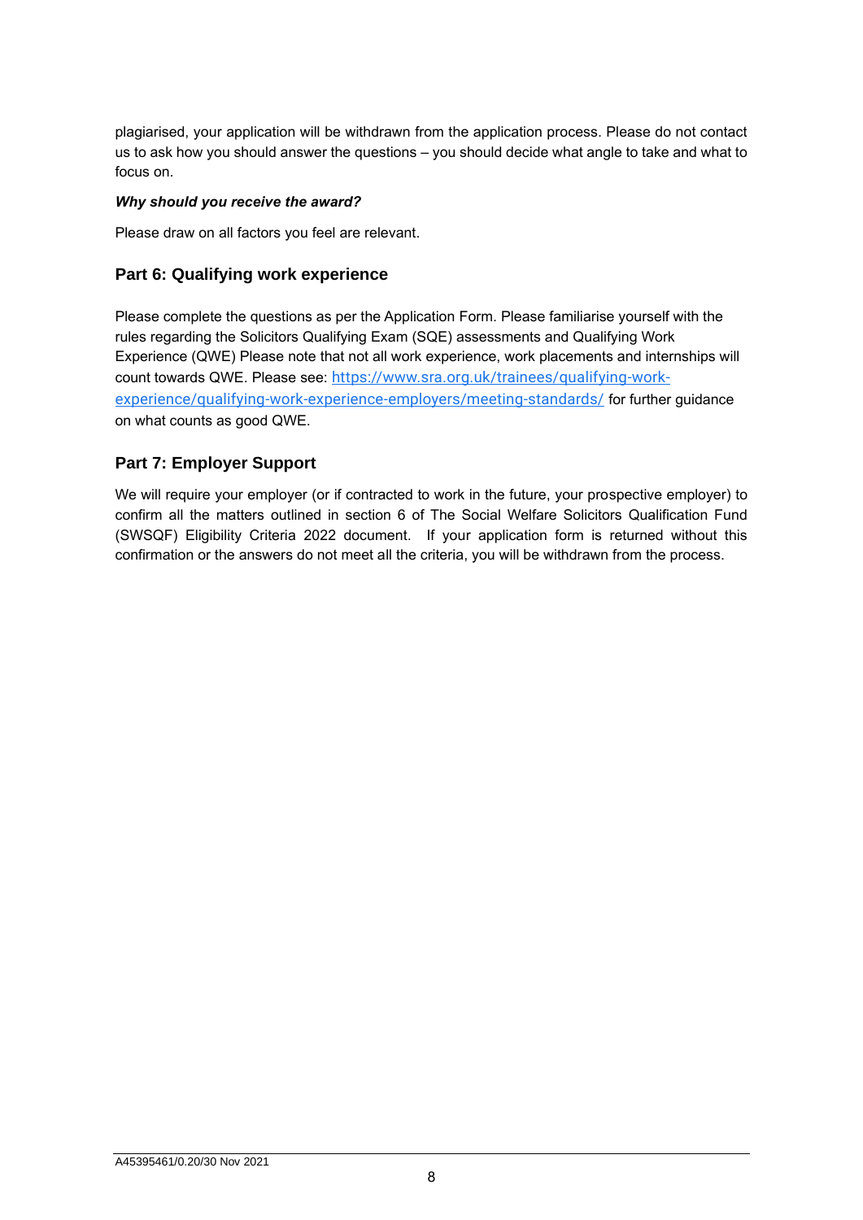plagiarised, your application will be withdrawn from the application process. Please do not contact us to ask how you should answer the questions – you should decide what angle to take and what to focus on.

***Why should you receive the award?***

Please draw on all factors you feel are relevant.

## Part 6: Qualifying work experience

Please complete the questions as per the Application Form. Please familiarise yourself with the rules regarding the Solicitors Qualifying Exam (SQE) assessments and Qualifying Work Experience (QWE) Please note that not all work experience, work placements and internships will count towards QWE. Please see: [https://www.sra.org.uk/trainees/qualifying-work-experience/qualifying-work-experience-employers/meeting-standards/](https://www.sra.org.uk/trainees/qualifying-work-experience/qualifying-work-experience-employers/meeting-standards/) for further guidance on what counts as good QWE.

## Part 7: Employer Support

We will require your employer (or if contracted to work in the future, your prospective employer) to confirm all the matters outlined in section 6 of The Social Welfare Solicitors Qualification Fund (SWSQF) Eligibility Criteria 2022 document. If your application form is returned without this confirmation or the answers do not meet all the criteria, you will be withdrawn from the process.